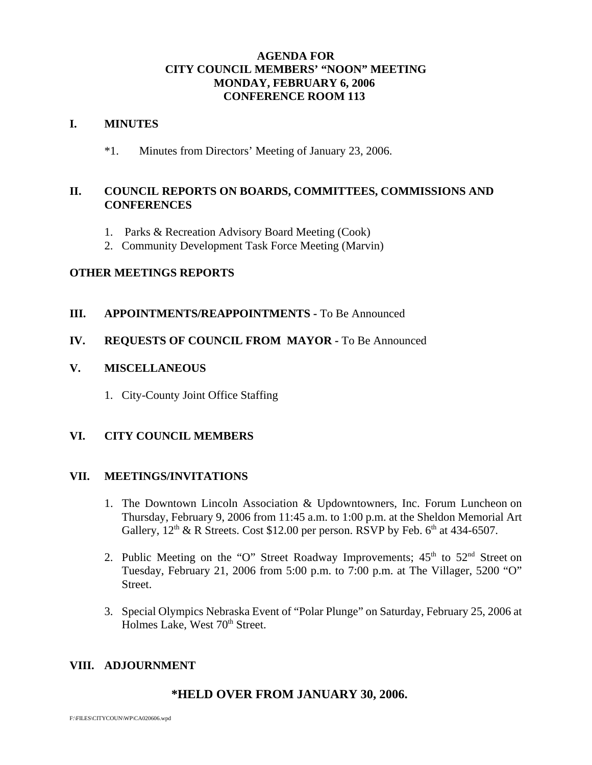# AGENDA FOR
# CITY COUNCIL MEMBERS' "NOON" MEETING
# MONDAY, FEBRUARY 6, 2006
# CONFERENCE ROOM 113

## I. MINUTES

*1. Minutes from Directors' Meeting of January 23, 2006.

## II. COUNCIL REPORTS ON BOARDS, COMMITTEES, COMMISSIONS AND CONFERENCES

1. Parks & Recreation Advisory Board Meeting (Cook)
2. Community Development Task Force Meeting (Marvin)

## OTHER MEETINGS REPORTS

## III. APPOINTMENTS/REAPPOINTMENTS - To Be Announced

## IV. REQUESTS OF COUNCIL FROM MAYOR - To Be Announced

## V. MISCELLANEOUS

1. City-County Joint Office Staffing

## VI. CITY COUNCIL MEMBERS

## VII. MEETINGS/INVITATIONS

1. The Downtown Lincoln Association & Updowntowners, Inc. Forum Luncheon on Thursday, February 9, 2006 from 11:45 a.m. to 1:00 p.m. at the Sheldon Memorial Art Gallery, 12th & R Streets. Cost $12.00 per person. RSVP by Feb. 6th at 434-6507.

2. Public Meeting on the "O" Street Roadway Improvements; 45th to 52nd Street on Tuesday, February 21, 2006 from 5:00 p.m. to 7:00 p.m. at The Villager, 5200 "O" Street.

3. Special Olympics Nebraska Event of "Polar Plunge" on Saturday, February 25, 2006 at Holmes Lake, West 70th Street.

## VIII. ADJOURNMENT

**\*HELD OVER FROM JANUARY 30, 2006.**

F:\FILES\CITYCOUN\WP\CA020606.wpd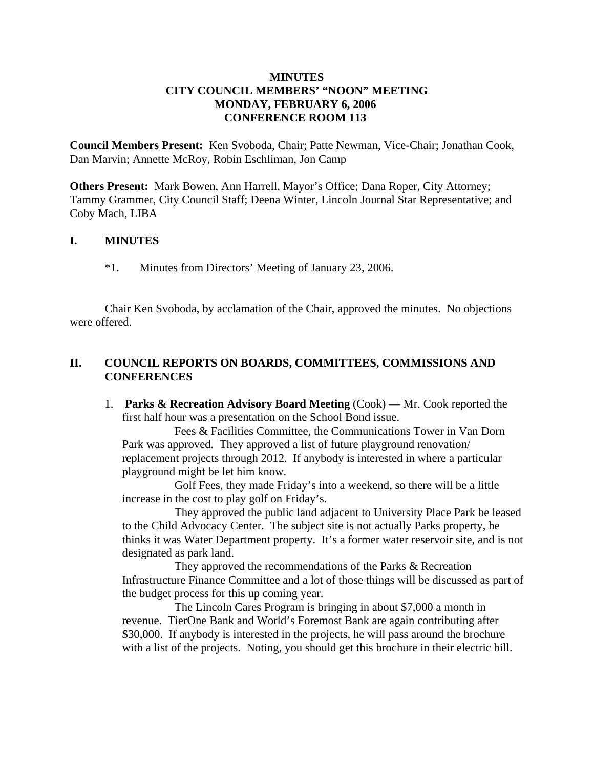**MINUTES**
**CITY COUNCIL MEMBERS' "NOON" MEETING**
**MONDAY, FEBRUARY 6, 2006**
**CONFERENCE ROOM 113**

**Council Members Present:** Ken Svoboda, Chair; Patte Newman, Vice-Chair; Jonathan Cook, Dan Marvin; Annette McRoy, Robin Eschliman, Jon Camp

**Others Present:** Mark Bowen, Ann Harrell, Mayor's Office; Dana Roper, City Attorney; Tammy Grammer, City Council Staff; Deena Winter, Lincoln Journal Star Representative; and Coby Mach, LIBA

## I. MINUTES

*1. Minutes from Directors' Meeting of January 23, 2006.

Chair Ken Svoboda, by acclamation of the Chair, approved the minutes. No objections were offered.

## II. COUNCIL REPORTS ON BOARDS, COMMITTEES, COMMISSIONS AND CONFERENCES

1. **Parks & Recreation Advisory Board Meeting** (Cook) — Mr. Cook reported the first half hour was a presentation on the School Bond issue.

   Fees & Facilities Committee, the Communications Tower in Van Dorn Park was approved. They approved a list of future playground renovation/ replacement projects through 2012. If anybody is interested in where a particular playground might be let him know.

   Golf Fees, they made Friday's into a weekend, so there will be a little increase in the cost to play golf on Friday's.

   They approved the public land adjacent to University Place Park be leased to the Child Advocacy Center. The subject site is not actually Parks property, he thinks it was Water Department property. It's a former water reservoir site, and is not designated as park land.

   They approved the recommendations of the Parks & Recreation Infrastructure Finance Committee and a lot of those things will be discussed as part of the budget process for this up coming year.

   The Lincoln Cares Program is bringing in about $7,000 a month in revenue. TierOne Bank and World's Foremost Bank are again contributing after $30,000. If anybody is interested in the projects, he will pass around the brochure with a list of the projects. Noting, you should get this brochure in their electric bill.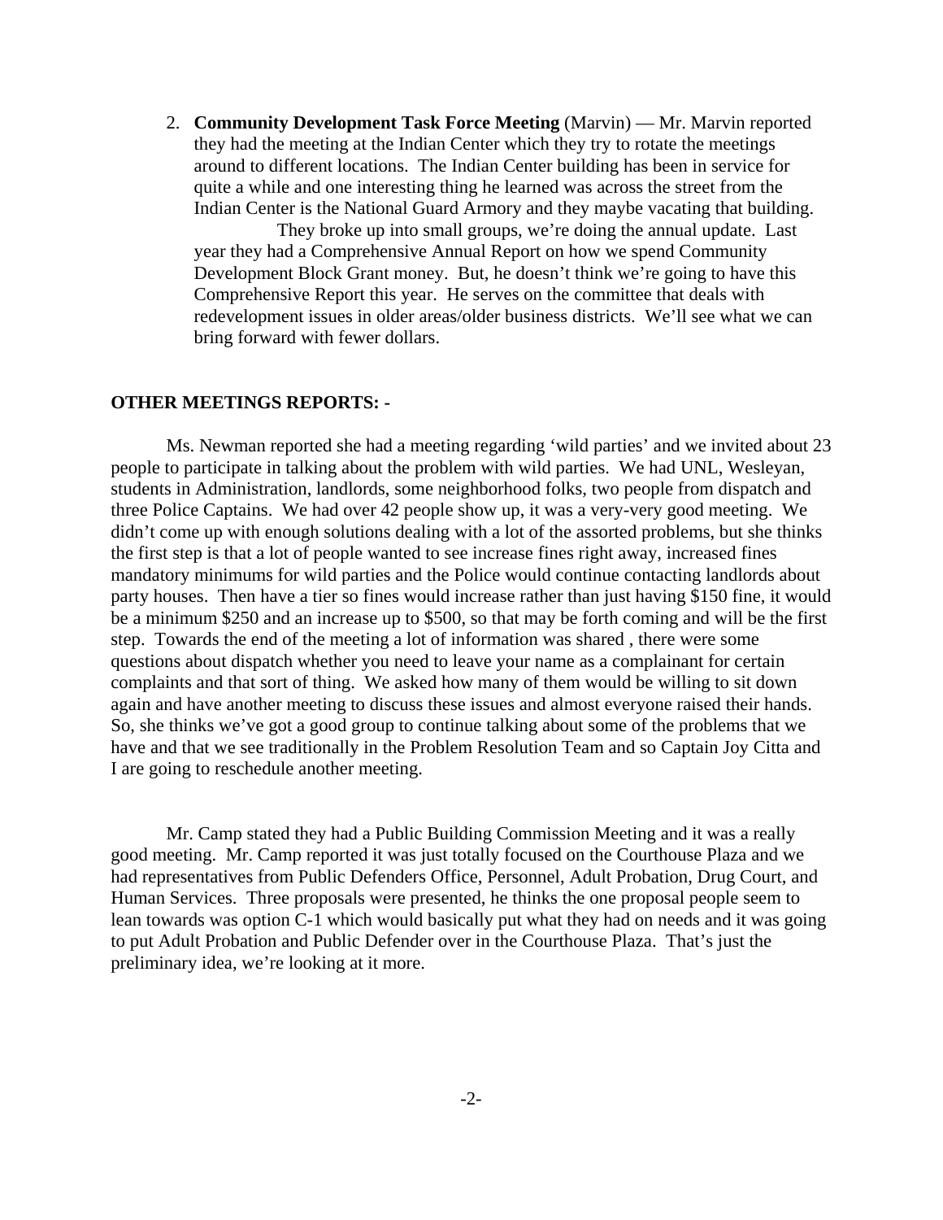2. **Community Development Task Force Meeting** (Marvin) — Mr. Marvin reported they had the meeting at the Indian Center which they try to rotate the meetings around to different locations. The Indian Center building has been in service for quite a while and one interesting thing he learned was across the street from the Indian Center is the National Guard Armory and they maybe vacating that building.

   They broke up into small groups, we're doing the annual update. Last year they had a Comprehensive Annual Report on how we spend Community Development Block Grant money. But, he doesn't think we're going to have this Comprehensive Report this year. He serves on the committee that deals with redevelopment issues in older areas/older business districts. We'll see what we can bring forward with fewer dollars.

**OTHER MEETINGS REPORTS: -**

Ms. Newman reported she had a meeting regarding 'wild parties' and we invited about 23 people to participate in talking about the problem with wild parties. We had UNL, Wesleyan, students in Administration, landlords, some neighborhood folks, two people from dispatch and three Police Captains. We had over 42 people show up, it was a very-very good meeting. We didn't come up with enough solutions dealing with a lot of the assorted problems, but she thinks the first step is that a lot of people wanted to see increase fines right away, increased fines mandatory minimums for wild parties and the Police would continue contacting landlords about party houses. Then have a tier so fines would increase rather than just having $150 fine, it would be a minimum $250 and an increase up to $500, so that may be forth coming and will be the first step. Towards the end of the meeting a lot of information was shared , there were some questions about dispatch whether you need to leave your name as a complainant for certain complaints and that sort of thing. We asked how many of them would be willing to sit down again and have another meeting to discuss these issues and almost everyone raised their hands. So, she thinks we've got a good group to continue talking about some of the problems that we have and that we see traditionally in the Problem Resolution Team and so Captain Joy Citta and I are going to reschedule another meeting.

Mr. Camp stated they had a Public Building Commission Meeting and it was a really good meeting. Mr. Camp reported it was just totally focused on the Courthouse Plaza and we had representatives from Public Defenders Office, Personnel, Adult Probation, Drug Court, and Human Services. Three proposals were presented, he thinks the one proposal people seem to lean towards was option C-1 which would basically put what they had on needs and it was going to put Adult Probation and Public Defender over in the Courthouse Plaza. That's just the preliminary idea, we're looking at it more.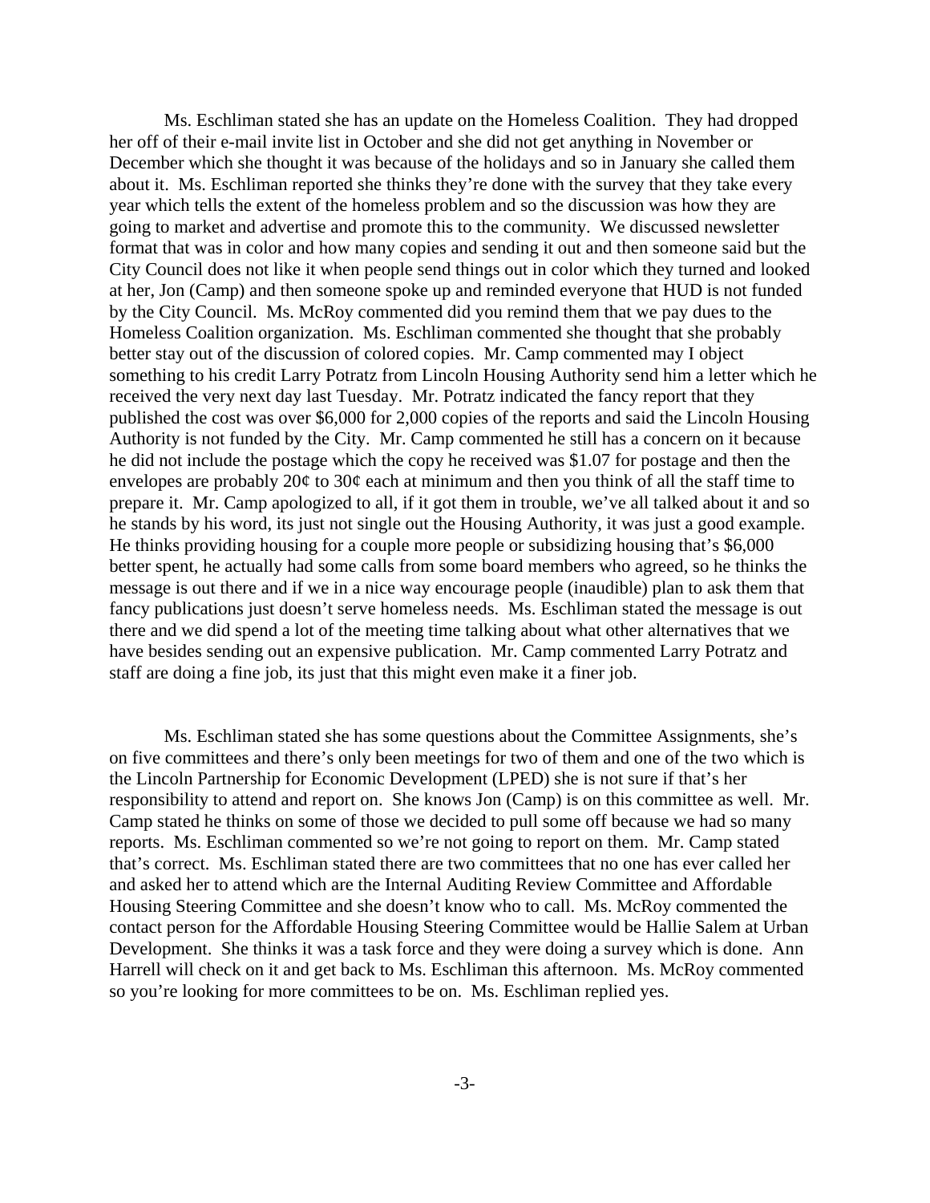Ms. Eschliman stated she has an update on the Homeless Coalition. They had dropped her off of their e-mail invite list in October and she did not get anything in November or December which she thought it was because of the holidays and so in January she called them about it. Ms. Eschliman reported she thinks they're done with the survey that they take every year which tells the extent of the homeless problem and so the discussion was how they are going to market and advertise and promote this to the community. We discussed newsletter format that was in color and how many copies and sending it out and then someone said but the City Council does not like it when people send things out in color which they turned and looked at her, Jon (Camp) and then someone spoke up and reminded everyone that HUD is not funded by the City Council. Ms. McRoy commented did you remind them that we pay dues to the Homeless Coalition organization. Ms. Eschliman commented she thought that she probably better stay out of the discussion of colored copies. Mr. Camp commented may I object something to his credit Larry Potratz from Lincoln Housing Authority send him a letter which he received the very next day last Tuesday. Mr. Potratz indicated the fancy report that they published the cost was over $6,000 for 2,000 copies of the reports and said the Lincoln Housing Authority is not funded by the City. Mr. Camp commented he still has a concern on it because he did not include the postage which the copy he received was $1.07 for postage and then the envelopes are probably 20¢ to 30¢ each at minimum and then you think of all the staff time to prepare it. Mr. Camp apologized to all, if it got them in trouble, we've all talked about it and so he stands by his word, its just not single out the Housing Authority, it was just a good example. He thinks providing housing for a couple more people or subsidizing housing that's $6,000 better spent, he actually had some calls from some board members who agreed, so he thinks the message is out there and if we in a nice way encourage people (inaudible) plan to ask them that fancy publications just doesn't serve homeless needs. Ms. Eschliman stated the message is out there and we did spend a lot of the meeting time talking about what other alternatives that we have besides sending out an expensive publication. Mr. Camp commented Larry Potratz and staff are doing a fine job, its just that this might even make it a finer job.

Ms. Eschliman stated she has some questions about the Committee Assignments, she's on five committees and there's only been meetings for two of them and one of the two which is the Lincoln Partnership for Economic Development (LPED) she is not sure if that's her responsibility to attend and report on. She knows Jon (Camp) is on this committee as well. Mr. Camp stated he thinks on some of those we decided to pull some off because we had so many reports. Ms. Eschliman commented so we're not going to report on them. Mr. Camp stated that's correct. Ms. Eschliman stated there are two committees that no one has ever called her and asked her to attend which are the Internal Auditing Review Committee and Affordable Housing Steering Committee and she doesn't know who to call. Ms. McRoy commented the contact person for the Affordable Housing Steering Committee would be Hallie Salem at Urban Development. She thinks it was a task force and they were doing a survey which is done. Ann Harrell will check on it and get back to Ms. Eschliman this afternoon. Ms. McRoy commented so you're looking for more committees to be on. Ms. Eschliman replied yes.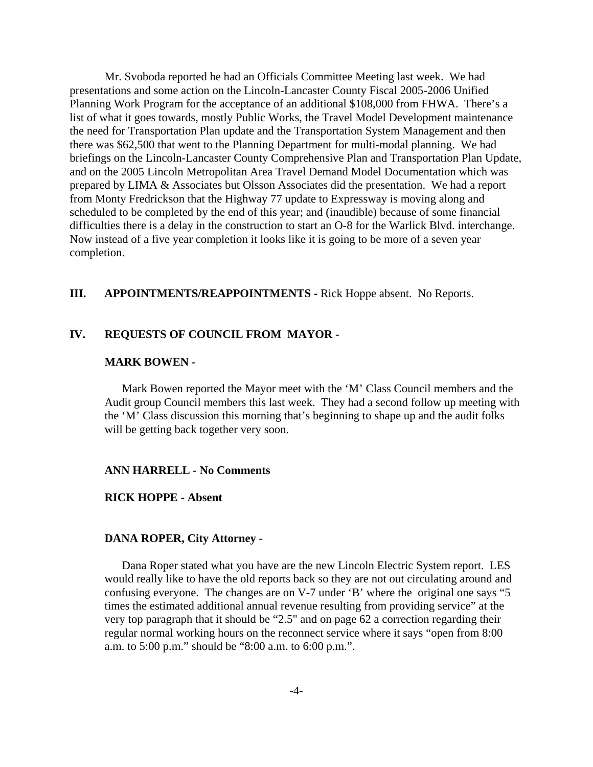Mr. Svoboda reported he had an Officials Committee Meeting last week. We had presentations and some action on the Lincoln-Lancaster County Fiscal 2005-2006 Unified Planning Work Program for the acceptance of an additional $108,000 from FHWA. There's a list of what it goes towards, mostly Public Works, the Travel Model Development maintenance the need for Transportation Plan update and the Transportation System Management and then there was $62,500 that went to the Planning Department for multi-modal planning. We had briefings on the Lincoln-Lancaster County Comprehensive Plan and Transportation Plan Update, and on the 2005 Lincoln Metropolitan Area Travel Demand Model Documentation which was prepared by LIMA & Associates but Olsson Associates did the presentation. We had a report from Monty Fredrickson that the Highway 77 update to Expressway is moving along and scheduled to be completed by the end of this year; and (inaudible) because of some financial difficulties there is a delay in the construction to start an O-8 for the Warlick Blvd. interchange. Now instead of a five year completion it looks like it is going to be more of a seven year completion.

**III. APPOINTMENTS/REAPPOINTMENTS -** Rick Hoppe absent. No Reports.

**IV. REQUESTS OF COUNCIL FROM MAYOR -**

**MARK BOWEN -**

Mark Bowen reported the Mayor meet with the 'M' Class Council members and the Audit group Council members this last week. They had a second follow up meeting with the 'M' Class discussion this morning that's beginning to shape up and the audit folks will be getting back together very soon.

**ANN HARRELL - No Comments**

**RICK HOPPE - Absent**

**DANA ROPER, City Attorney -**

Dana Roper stated what you have are the new Lincoln Electric System report. LES would really like to have the old reports back so they are not out circulating around and confusing everyone. The changes are on V-7 under 'B' where the original one says "5 times the estimated additional annual revenue resulting from providing service" at the very top paragraph that it should be "2.5" and on page 62 a correction regarding their regular normal working hours on the reconnect service where it says "open from 8:00 a.m. to 5:00 p.m." should be "8:00 a.m. to 6:00 p.m.".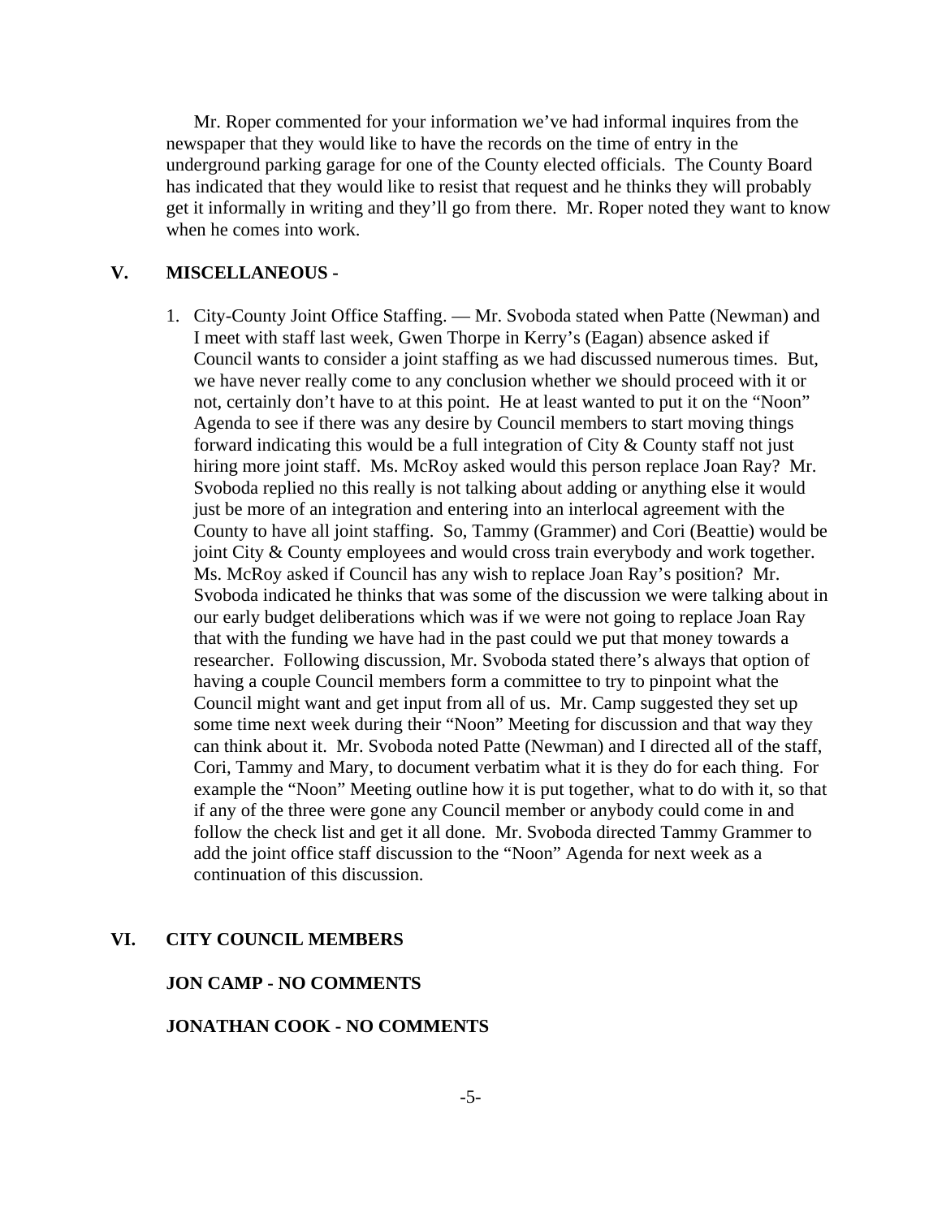Mr. Roper commented for your information we've had informal inquires from the newspaper that they would like to have the records on the time of entry in the underground parking garage for one of the County elected officials. The County Board has indicated that they would like to resist that request and he thinks they will probably get it informally in writing and they'll go from there. Mr. Roper noted they want to know when he comes into work.

## V. MISCELLANEOUS -

1. City-County Joint Office Staffing. — Mr. Svoboda stated when Patte (Newman) and I meet with staff last week, Gwen Thorpe in Kerry's (Eagan) absence asked if Council wants to consider a joint staffing as we had discussed numerous times. But, we have never really come to any conclusion whether we should proceed with it or not, certainly don't have to at this point. He at least wanted to put it on the "Noon" Agenda to see if there was any desire by Council members to start moving things forward indicating this would be a full integration of City & County staff not just hiring more joint staff. Ms. McRoy asked would this person replace Joan Ray? Mr. Svoboda replied no this really is not talking about adding or anything else it would just be more of an integration and entering into an interlocal agreement with the County to have all joint staffing. So, Tammy (Grammer) and Cori (Beattie) would be joint City & County employees and would cross train everybody and work together. Ms. McRoy asked if Council has any wish to replace Joan Ray's position? Mr. Svoboda indicated he thinks that was some of the discussion we were talking about in our early budget deliberations which was if we were not going to replace Joan Ray that with the funding we have had in the past could we put that money towards a researcher. Following discussion, Mr. Svoboda stated there's always that option of having a couple Council members form a committee to try to pinpoint what the Council might want and get input from all of us. Mr. Camp suggested they set up some time next week during their "Noon" Meeting for discussion and that way they can think about it. Mr. Svoboda noted Patte (Newman) and I directed all of the staff, Cori, Tammy and Mary, to document verbatim what it is they do for each thing. For example the "Noon" Meeting outline how it is put together, what to do with it, so that if any of the three were gone any Council member or anybody could come in and follow the check list and get it all done. Mr. Svoboda directed Tammy Grammer to add the joint office staff discussion to the "Noon" Agenda for next week as a continuation of this discussion.

## VI. CITY COUNCIL MEMBERS

**JON CAMP - NO COMMENTS**

**JONATHAN COOK - NO COMMENTS**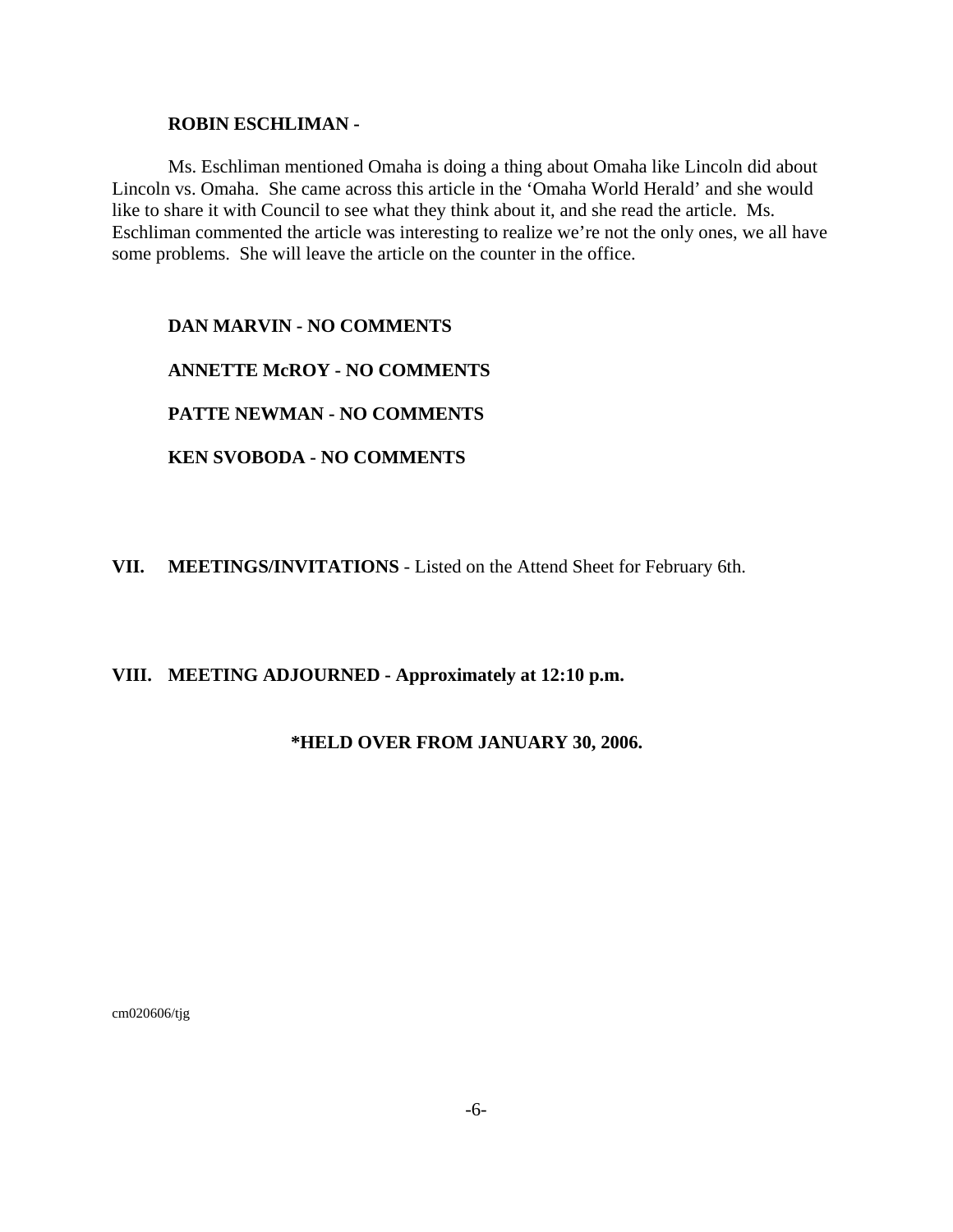**ROBIN ESCHLIMAN -**

Ms. Eschliman mentioned Omaha is doing a thing about Omaha like Lincoln did about Lincoln vs. Omaha. She came across this article in the 'Omaha World Herald' and she would like to share it with Council to see what they think about it, and she read the article. Ms. Eschliman commented the article was interesting to realize we're not the only ones, we all have some problems. She will leave the article on the counter in the office.

**DAN MARVIN - NO COMMENTS**

**ANNETTE McROY - NO COMMENTS**

**PATTE NEWMAN - NO COMMENTS**

**KEN SVOBODA - NO COMMENTS**

**VII. MEETINGS/INVITATIONS** - Listed on the Attend Sheet for February 6th.

**VIII. MEETING ADJOURNED - Approximately at 12:10 p.m.**

**\*HELD OVER FROM JANUARY 30, 2006.**

cm020606/tjg